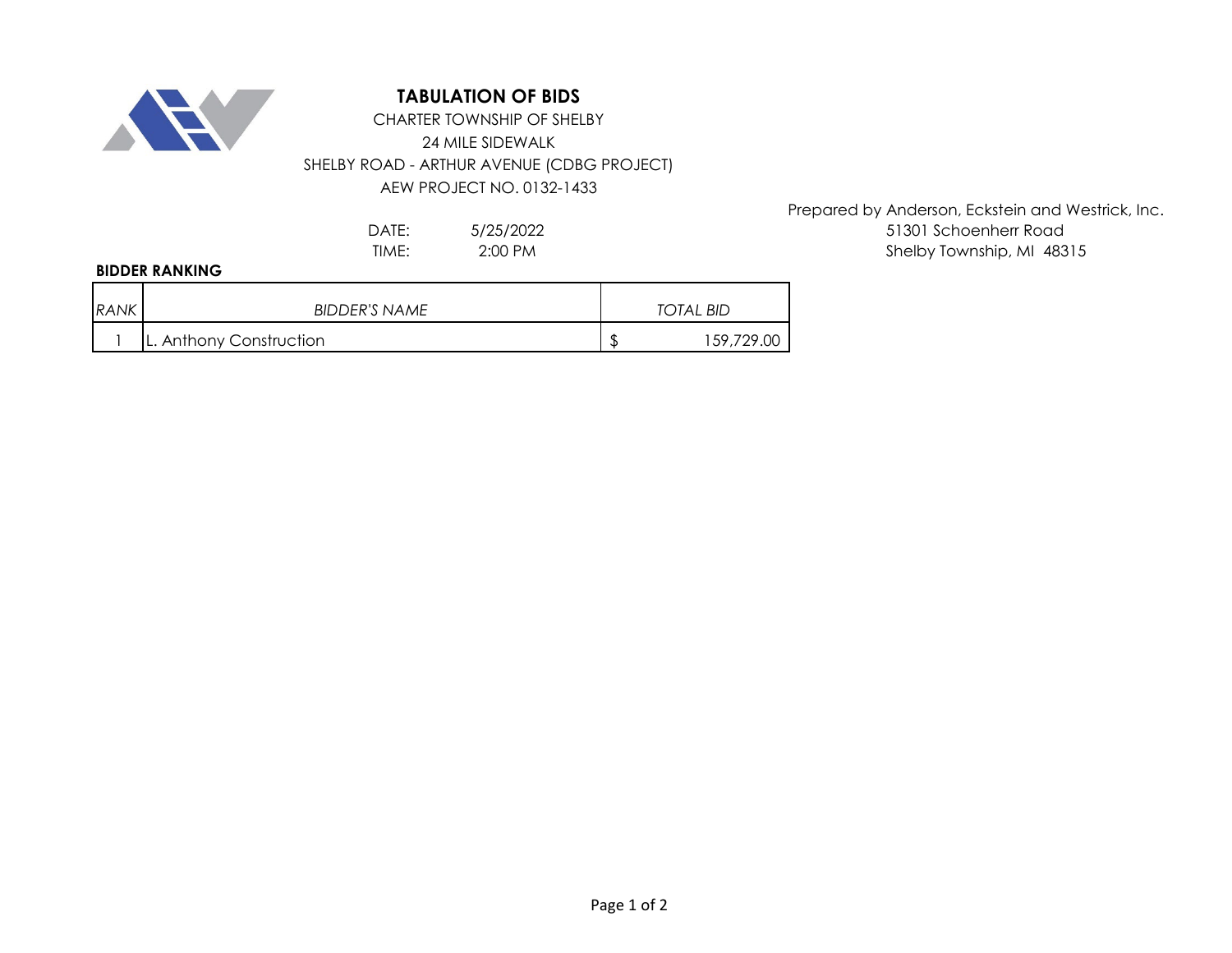# TABULATION OF BIDS

CHARTER TOWNSHIP OF SHELBY
24 MILE SIDEWALK
SHELBY ROAD - ARTHUR AVENUE (CDBG PROJECT)
AEW PROJECT NO. 0132-1433

Prepared by Anderson, Eckstein and Westrick, Inc.
51301 Schoenherr Road
Shelby Township, MI 48315

DATE: 5/25/2022
TIME: 2:00 PM

**BIDDER RANKING**

| *RANK* | *BIDDER'S NAME* | *TOTAL BID* |
|---|---|---|
| 1 | L. Anthony Construction | $ 159,729.00 |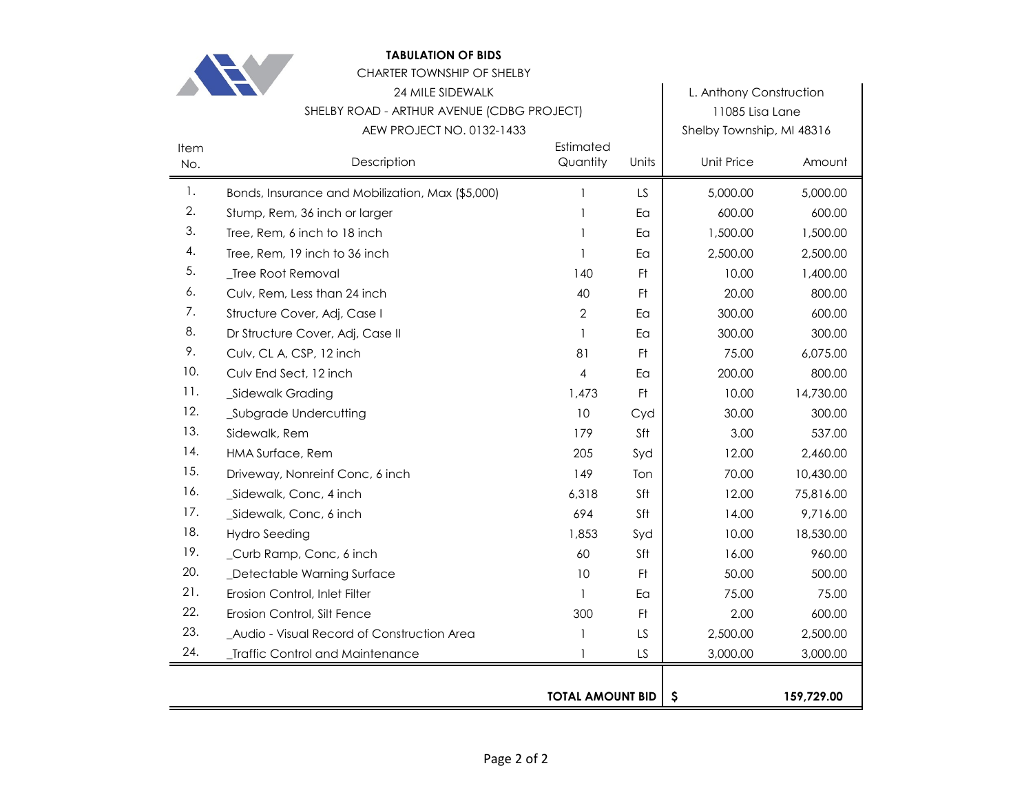**TABULATION OF BIDS**

CHARTER TOWNSHIP OF SHELBY

24 MILE SIDEWALK

SHELBY ROAD - ARTHUR AVENUE (CDBG PROJECT)

AEW PROJECT NO. 0132-1433

| Item No. | Description | Estimated Quantity | Units | L. Anthony Construction, 11085 Lisa Lane, Shelby Township, MI 48316 Unit Price | Amount |
|---|---|---|---|---|---|
| 1. | Bonds, Insurance and Mobilization, Max ($5,000) | 1 | LS | 5,000.00 | 5,000.00 |
| 2. | Stump, Rem, 36 inch or larger | 1 | Ea | 600.00 | 600.00 |
| 3. | Tree, Rem, 6 inch to 18 inch | 1 | Ea | 1,500.00 | 1,500.00 |
| 4. | Tree, Rem, 19 inch to 36 inch | 1 | Ea | 2,500.00 | 2,500.00 |
| 5. | _Tree Root Removal | 140 | Ft | 10.00 | 1,400.00 |
| 6. | Culv, Rem, Less than 24 inch | 40 | Ft | 20.00 | 800.00 |
| 7. | Structure Cover, Adj, Case I | 2 | Ea | 300.00 | 600.00 |
| 8. | Dr Structure Cover, Adj, Case II | 1 | Ea | 300.00 | 300.00 |
| 9. | Culv, CL A, CSP, 12 inch | 81 | Ft | 75.00 | 6,075.00 |
| 10. | Culv End Sect, 12 inch | 4 | Ea | 200.00 | 800.00 |
| 11. | _Sidewalk Grading | 1,473 | Ft | 10.00 | 14,730.00 |
| 12. | _Subgrade Undercutting | 10 | Cyd | 30.00 | 300.00 |
| 13. | Sidewalk, Rem | 179 | Sft | 3.00 | 537.00 |
| 14. | HMA Surface, Rem | 205 | Syd | 12.00 | 2,460.00 |
| 15. | Driveway, Nonreinf Conc, 6 inch | 149 | Ton | 70.00 | 10,430.00 |
| 16. | _Sidewalk, Conc, 4 inch | 6,318 | Sft | 12.00 | 75,816.00 |
| 17. | _Sidewalk, Conc, 6 inch | 694 | Sft | 14.00 | 9,716.00 |
| 18. | Hydro Seeding | 1,853 | Syd | 10.00 | 18,530.00 |
| 19. | _Curb Ramp, Conc, 6 inch | 60 | Sft | 16.00 | 960.00 |
| 20. | _Detectable Warning Surface | 10 | Ft | 50.00 | 500.00 |
| 21. | Erosion Control, Inlet Filter | 1 | Ea | 75.00 | 75.00 |
| 22. | Erosion Control, Silt Fence | 300 | Ft | 2.00 | 600.00 |
| 23. | _Audio - Visual Record of Construction Area | 1 | LS | 2,500.00 | 2,500.00 |
| 24. | _Traffic Control and Maintenance | 1 | LS | 3,000.00 | 3,000.00 |
| | | | **TOTAL AMOUNT BID** | **$** | **159,729.00** |